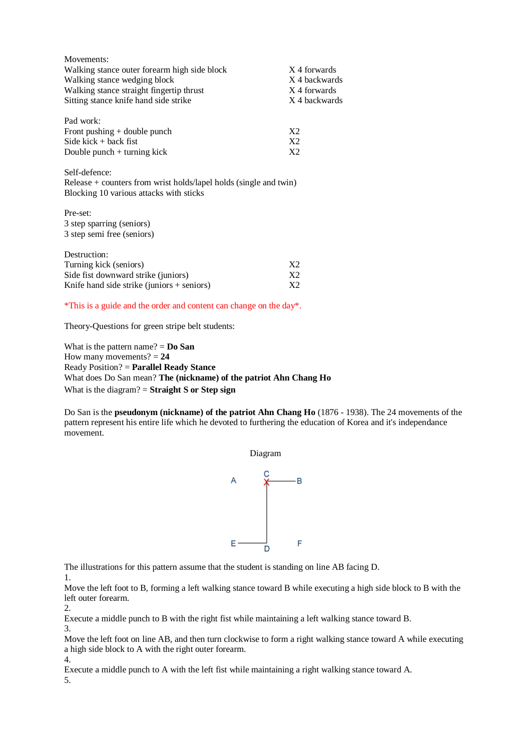Movements:

| | |
|---|---|
| Walking stance outer forearm high side block | X 4 forwards |
| Walking stance wedging block | X 4 backwards |
| Walking stance straight fingertip thrust | X 4 forwards |
| Sitting stance knife hand side strike | X 4 backwards |

Pad work:

| | |
|---|---|
| Front pushing + double punch | X2 |
| Side kick + back fist | X2 |
| Double punch + turning kick | X2 |

Self-defence:
Release + counters from wrist holds/lapel holds (single and twin)
Blocking 10 various attacks with sticks

Pre-set:
3 step sparring (seniors)
3 step semi free (seniors)

Destruction:

| | |
|---|---|
| Turning kick (seniors) | X2 |
| Side fist downward strike (juniors) | X2 |
| Knife hand side strike (juniors + seniors) | X2 |

*This is a guide and the order and content can change on the day*.

Theory-Questions for green stripe belt students:

What is the pattern name? = **Do San**
How many movements? = **24**
Ready Position? = **Parallel Ready Stance**
What does Do San mean? **The (nickname) of the patriot Ahn Chang Ho**
What is the diagram? = **Straight S or Step sign**

Do San is the **pseudonym (nickname) of the patriot Ahn Chang Ho** (1876 - 1938). The 24 movements of the pattern represent his entire life which he devoted to furthering the education of Korea and it's independance movement.

Diagram

The illustrations for this pattern assume that the student is standing on line AB facing D.

1.
Move the left foot to B, forming a left walking stance toward B while executing a high side block to B with the left outer forearm.

2.
Execute a middle punch to B with the right fist while maintaining a left walking stance toward B.

3.
Move the left foot on line AB, and then turn clockwise to form a right walking stance toward A while executing a high side block to A with the right outer forearm.

4.
Execute a middle punch to A with the left fist while maintaining a right walking stance toward A.

5.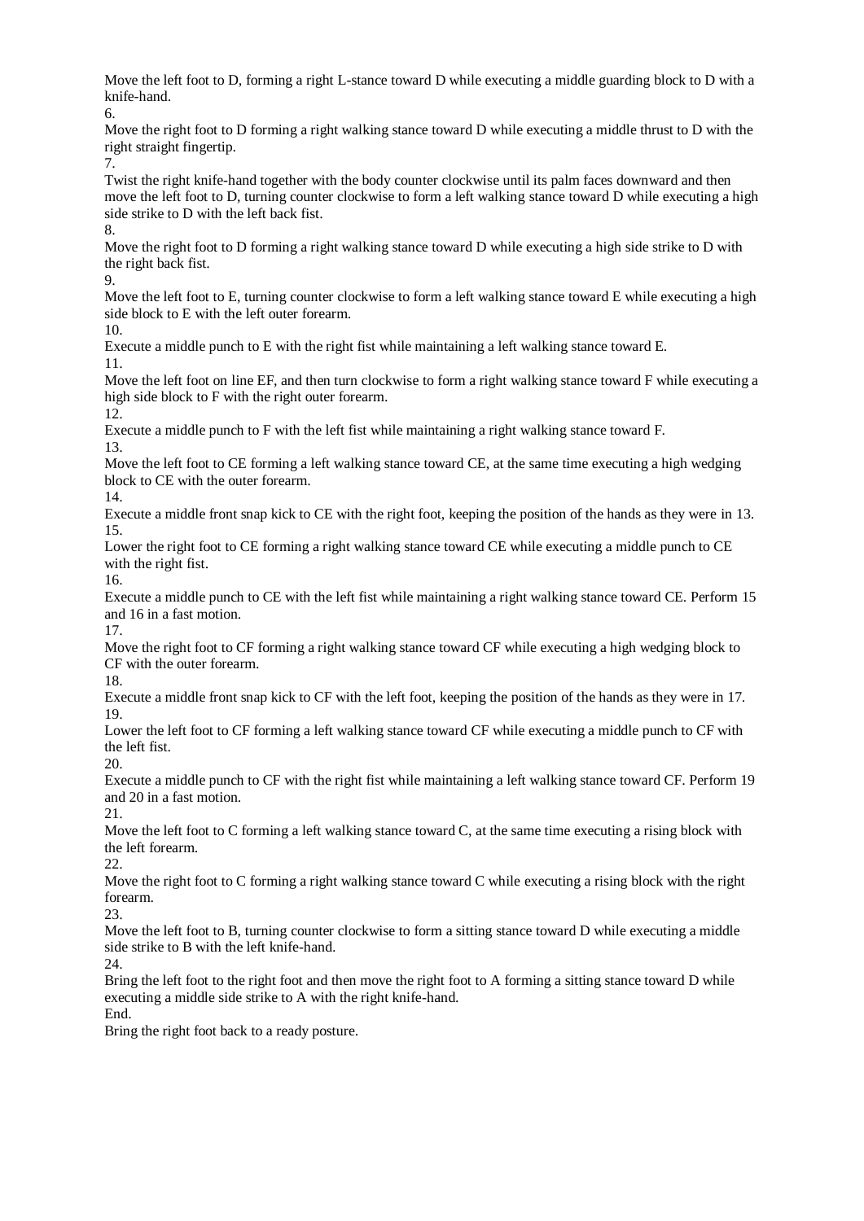Move the left foot to D, forming a right L-stance toward D while executing a middle guarding block to D with a knife-hand.

6.

Move the right foot to D forming a right walking stance toward D while executing a middle thrust to D with the right straight fingertip.

7.

Twist the right knife-hand together with the body counter clockwise until its palm faces downward and then move the left foot to D, turning counter clockwise to form a left walking stance toward D while executing a high side strike to D with the left back fist.

8.

Move the right foot to D forming a right walking stance toward D while executing a high side strike to D with the right back fist.

9.

Move the left foot to E, turning counter clockwise to form a left walking stance toward E while executing a high side block to E with the left outer forearm.

10.

Execute a middle punch to E with the right fist while maintaining a left walking stance toward E.

11.

Move the left foot on line EF, and then turn clockwise to form a right walking stance toward F while executing a high side block to F with the right outer forearm.

12.

Execute a middle punch to F with the left fist while maintaining a right walking stance toward F.

13.

Move the left foot to CE forming a left walking stance toward CE, at the same time executing a high wedging block to CE with the outer forearm.

14.

Execute a middle front snap kick to CE with the right foot, keeping the position of the hands as they were in 13.

15.

Lower the right foot to CE forming a right walking stance toward CE while executing a middle punch to CE with the right fist.

16.

Execute a middle punch to CE with the left fist while maintaining a right walking stance toward CE. Perform 15 and 16 in a fast motion.

17.

Move the right foot to CF forming a right walking stance toward CF while executing a high wedging block to CF with the outer forearm.

18.

Execute a middle front snap kick to CF with the left foot, keeping the position of the hands as they were in 17.

19.

Lower the left foot to CF forming a left walking stance toward CF while executing a middle punch to CF with the left fist.

20.

Execute a middle punch to CF with the right fist while maintaining a left walking stance toward CF. Perform 19 and 20 in a fast motion.

21.

Move the left foot to C forming a left walking stance toward C, at the same time executing a rising block with the left forearm.

22.

Move the right foot to C forming a right walking stance toward C while executing a rising block with the right forearm.

23.

Move the left foot to B, turning counter clockwise to form a sitting stance toward D while executing a middle side strike to B with the left knife-hand.

24.

Bring the left foot to the right foot and then move the right foot to A forming a sitting stance toward D while executing a middle side strike to A with the right knife-hand.

End.

Bring the right foot back to a ready posture.